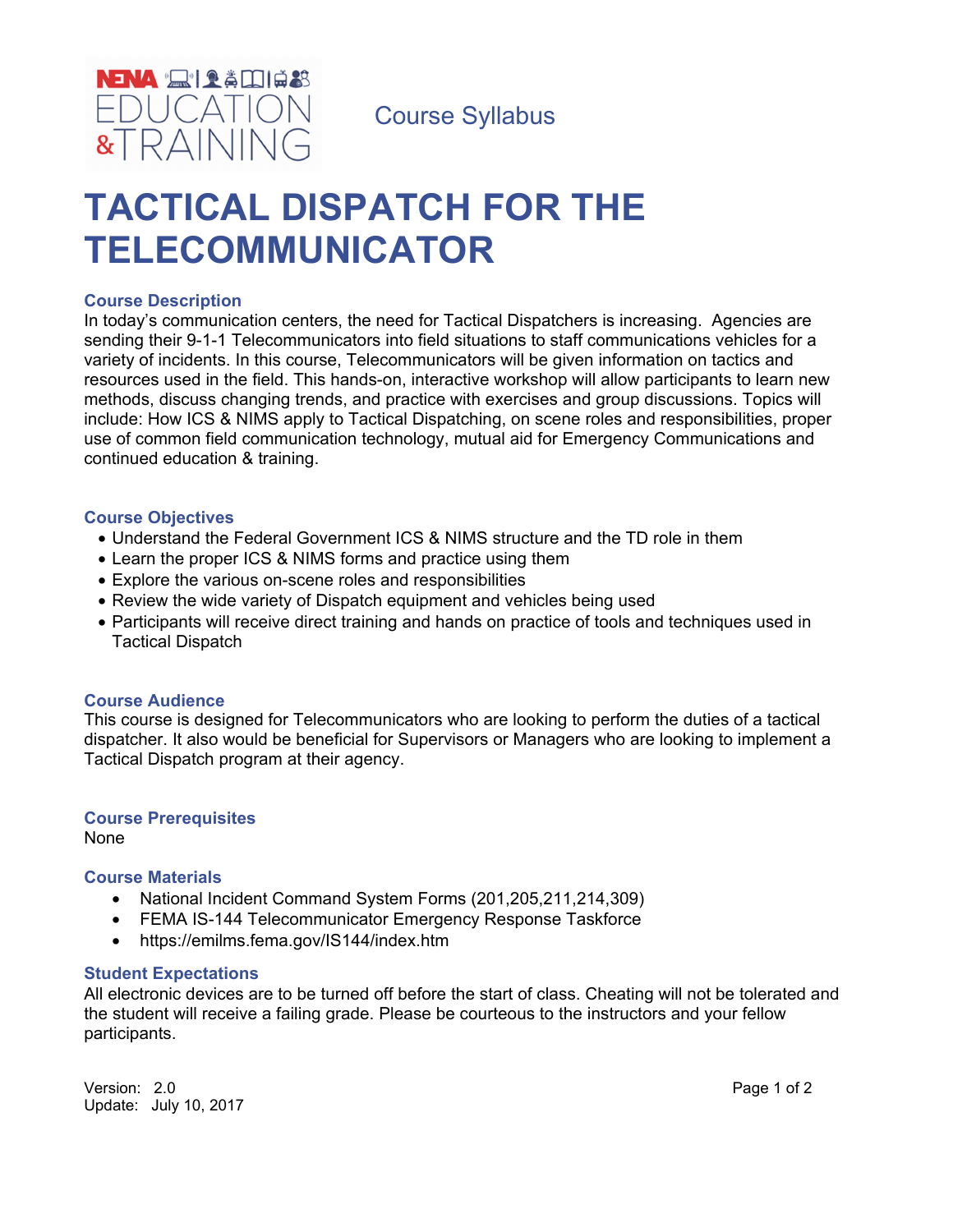NENA EDUCATION & TRAINING

Course Syllabus

# TACTICAL DISPATCH FOR THE TELECOMMUNICATOR

## Course Description

In today's communication centers, the need for Tactical Dispatchers is increasing. Agencies are sending their 9-1-1 Telecommunicators into field situations to staff communications vehicles for a variety of incidents. In this course, Telecommunicators will be given information on tactics and resources used in the field. This hands-on, interactive workshop will allow participants to learn new methods, discuss changing trends, and practice with exercises and group discussions. Topics will include: How ICS & NIMS apply to Tactical Dispatching, on scene roles and responsibilities, proper use of common field communication technology, mutual aid for Emergency Communications and continued education & training.

## Course Objectives

- Understand the Federal Government ICS & NIMS structure and the TD role in them
- Learn the proper ICS & NIMS forms and practice using them
- Explore the various on-scene roles and responsibilities
- Review the wide variety of Dispatch equipment and vehicles being used
- Participants will receive direct training and hands on practice of tools and techniques used in Tactical Dispatch

## Course Audience

This course is designed for Telecommunicators who are looking to perform the duties of a tactical dispatcher. It also would be beneficial for Supervisors or Managers who are looking to implement a Tactical Dispatch program at their agency.

## Course Prerequisites

None

## Course Materials

- National Incident Command System Forms (201,205,211,214,309)
- FEMA IS-144 Telecommunicator Emergency Response Taskforce
- https://emilms.fema.gov/IS144/index.htm

## Student Expectations

All electronic devices are to be turned off before the start of class. Cheating will not be tolerated and the student will receive a failing grade. Please be courteous to the instructors and your fellow participants.

Version: 2.0
Update: July 10, 2017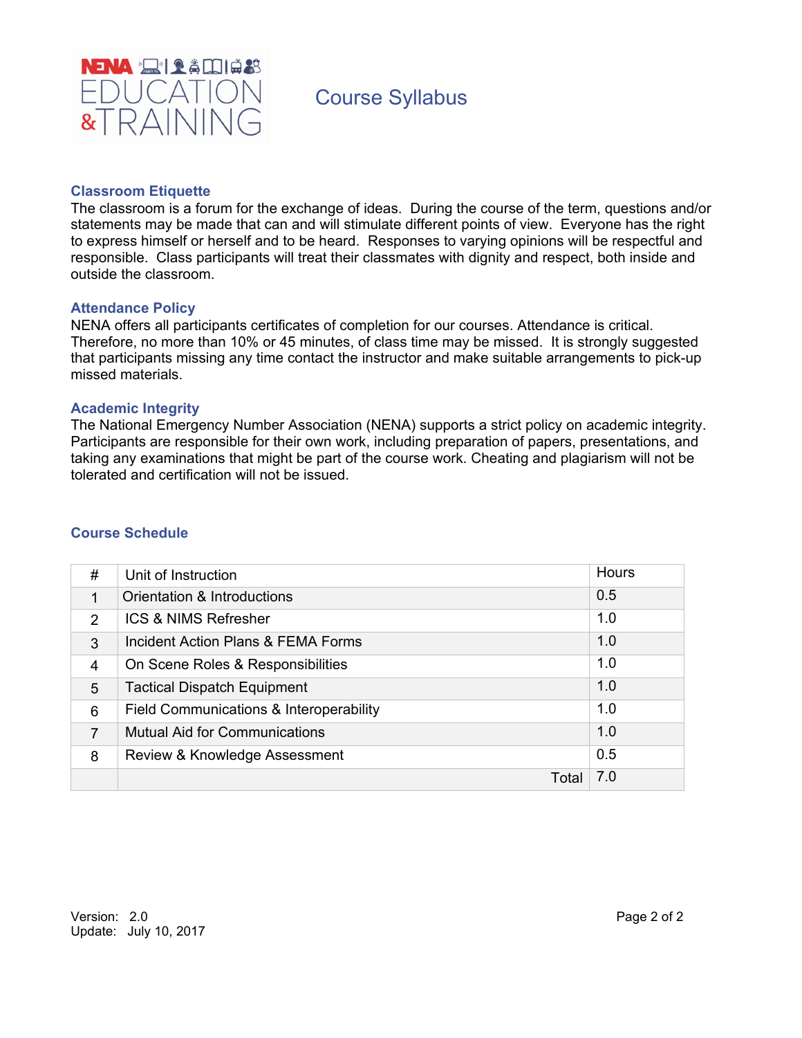Course Syllabus

## Classroom Etiquette

The classroom is a forum for the exchange of ideas. During the course of the term, questions and/or statements may be made that can and will stimulate different points of view. Everyone has the right to express himself or herself and to be heard. Responses to varying opinions will be respectful and responsible. Class participants will treat their classmates with dignity and respect, both inside and outside the classroom.

## Attendance Policy

NENA offers all participants certificates of completion for our courses. Attendance is critical. Therefore, no more than 10% or 45 minutes, of class time may be missed. It is strongly suggested that participants missing any time contact the instructor and make suitable arrangements to pick-up missed materials.

## Academic Integrity

The National Emergency Number Association (NENA) supports a strict policy on academic integrity. Participants are responsible for their own work, including preparation of papers, presentations, and taking any examinations that might be part of the course work. Cheating and plagiarism will not be tolerated and certification will not be issued.

## Course Schedule

| # | Unit of Instruction | Hours |
|---|---|---|
| 1 | Orientation & Introductions | 0.5 |
| 2 | ICS & NIMS Refresher | 1.0 |
| 3 | Incident Action Plans & FEMA Forms | 1.0 |
| 4 | On Scene Roles & Responsibilities | 1.0 |
| 5 | Tactical Dispatch Equipment | 1.0 |
| 6 | Field Communications & Interoperability | 1.0 |
| 7 | Mutual Aid for Communications | 1.0 |
| 8 | Review & Knowledge Assessment | 0.5 |
| | Total | 7.0 |

Version: 2.0
Update: July 10, 2017